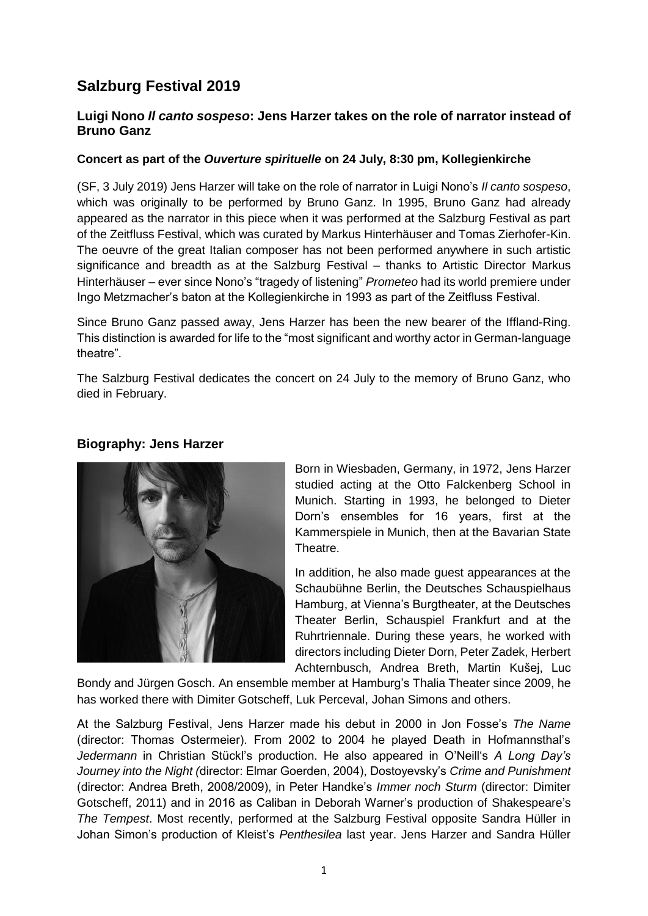# Salzburg Festival 2019

### Luigi Nono *Il canto sospeso*: Jens Harzer takes on the role of narrator instead of Bruno Ganz

**Concert as part of the *Ouverture spirituelle* on 24 July, 8:30 pm, Kollegienkirche**

(SF, 3 July 2019) Jens Harzer will take on the role of narrator in Luigi Nono's *Il canto sospeso*, which was originally to be performed by Bruno Ganz. In 1995, Bruno Ganz had already appeared as the narrator in this piece when it was performed at the Salzburg Festival as part of the Zeitfluss Festival, which was curated by Markus Hinterhäuser and Tomas Zierhofer-Kin. The oeuvre of the great Italian composer has not been performed anywhere in such artistic significance and breadth as at the Salzburg Festival – thanks to Artistic Director Markus Hinterhäuser – ever since Nono's "tragedy of listening" *Prometeo* had its world premiere under Ingo Metzmacher's baton at the Kollegienkirche in 1993 as part of the Zeitfluss Festival.

Since Bruno Ganz passed away, Jens Harzer has been the new bearer of the Iffland-Ring. This distinction is awarded for life to the "most significant and worthy actor in German-language theatre".

The Salzburg Festival dedicates the concert on 24 July to the memory of Bruno Ganz, who died in February.

## Biography: Jens Harzer

Born in Wiesbaden, Germany, in 1972, Jens Harzer studied acting at the Otto Falckenberg School in Munich. Starting in 1993, he belonged to Dieter Dorn's ensembles for 16 years, first at the Kammerspiele in Munich, then at the Bavarian State Theatre.

In addition, he also made guest appearances at the Schaubühne Berlin, the Deutsches Schauspielhaus Hamburg, at Vienna's Burgtheater, at the Deutsches Theater Berlin, Schauspiel Frankfurt and at the Ruhrtriennale. During these years, he worked with directors including Dieter Dorn, Peter Zadek, Herbert Achternbusch, Andrea Breth, Martin Kušej, Luc Bondy and Jürgen Gosch. An ensemble member at Hamburg's Thalia Theater since 2009, he has worked there with Dimiter Gotscheff, Luk Perceval, Johan Simons and others.

At the Salzburg Festival, Jens Harzer made his debut in 2000 in Jon Fosse's *The Name* (director: Thomas Ostermeier). From 2002 to 2004 he played Death in Hofmannsthal's *Jedermann* in Christian Stückl's production. He also appeared in O'Neill's *A Long Day's Journey into the Night (*director: Elmar Goerden, 2004), Dostoyevsky's *Crime and Punishment* (director: Andrea Breth, 2008/2009), in Peter Handke's *Immer noch Sturm* (director: Dimiter Gotscheff, 2011) and in 2016 as Caliban in Deborah Warner's production of Shakespeare's *The Tempest*. Most recently, performed at the Salzburg Festival opposite Sandra Hüller in Johan Simon's production of Kleist's *Penthesilea* last year. Jens Harzer and Sandra Hüller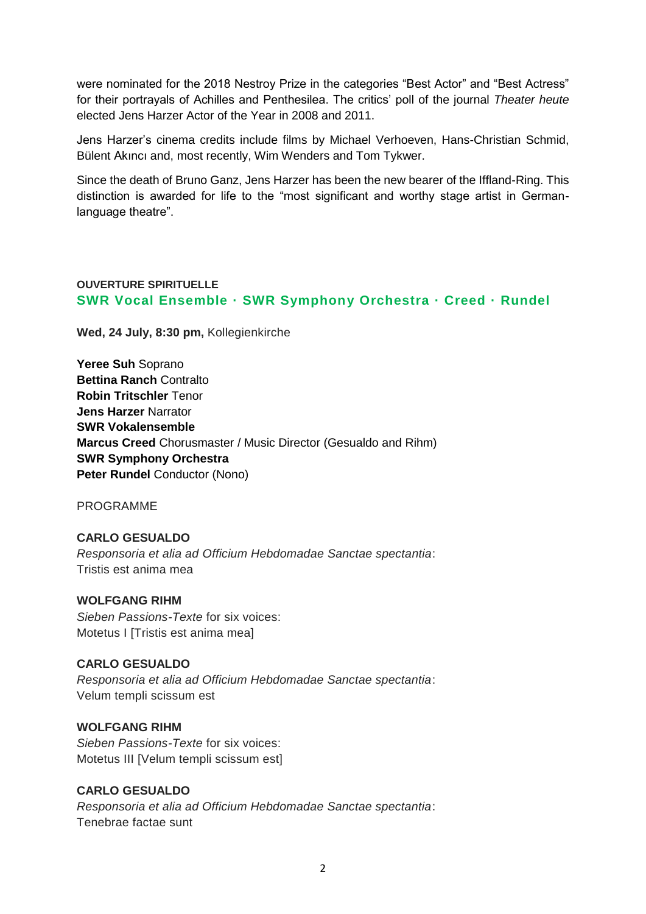were nominated for the 2018 Nestroy Prize in the categories "Best Actor" and "Best Actress" for their portrayals of Achilles and Penthesilea. The critics' poll of the journal *Theater heute* elected Jens Harzer Actor of the Year in 2008 and 2011.

Jens Harzer's cinema credits include films by Michael Verhoeven, Hans-Christian Schmid, Bülent Akıncı and, most recently, Wim Wenders and Tom Tykwer.

Since the death of Bruno Ganz, Jens Harzer has been the new bearer of the Iffland-Ring. This distinction is awarded for life to the "most significant and worthy stage artist in German-language theatre".

**OUVERTURE SPIRITUELLE**

## SWR Vocal Ensemble · SWR Symphony Orchestra · Creed · Rundel

**Wed, 24 July, 8:30 pm,** Kollegienkirche

**Yeree Suh** Soprano
**Bettina Ranch** Contralto
**Robin Tritschler** Tenor
**Jens Harzer** Narrator
**SWR Vokalensemble**
**Marcus Creed** Chorusmaster / Music Director (Gesualdo and Rihm)
**SWR Symphony Orchestra**
**Peter Rundel** Conductor (Nono)

PROGRAMME

**CARLO GESUALDO**
*Responsoria et alia ad Officium Hebdomadae Sanctae spectantia*:
Tristis est anima mea

**WOLFGANG RIHM**
*Sieben Passions-Texte* for six voices:
Motetus I [Tristis est anima mea]

**CARLO GESUALDO**
*Responsoria et alia ad Officium Hebdomadae Sanctae spectantia*:
Velum templi scissum est

**WOLFGANG RIHM**
*Sieben Passions-Texte* for six voices:
Motetus III [Velum templi scissum est]

**CARLO GESUALDO**
*Responsoria et alia ad Officium Hebdomadae Sanctae spectantia*:
Tenebrae factae sunt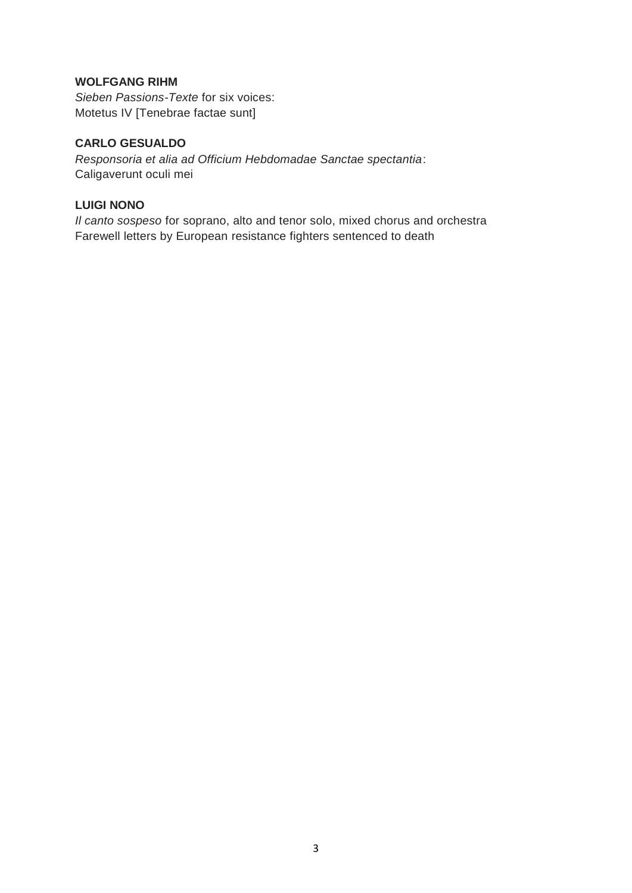**WOLFGANG RIHM**
*Sieben Passions-Texte* for six voices:
Motetus IV [Tenebrae factae sunt]

**CARLO GESUALDO**
*Responsoria et alia ad Officium Hebdomadae Sanctae spectantia*:
Caligaverunt oculi mei

**LUIGI NONO**
*Il canto sospeso* for soprano, alto and tenor solo, mixed chorus and orchestra
Farewell letters by European resistance fighters sentenced to death